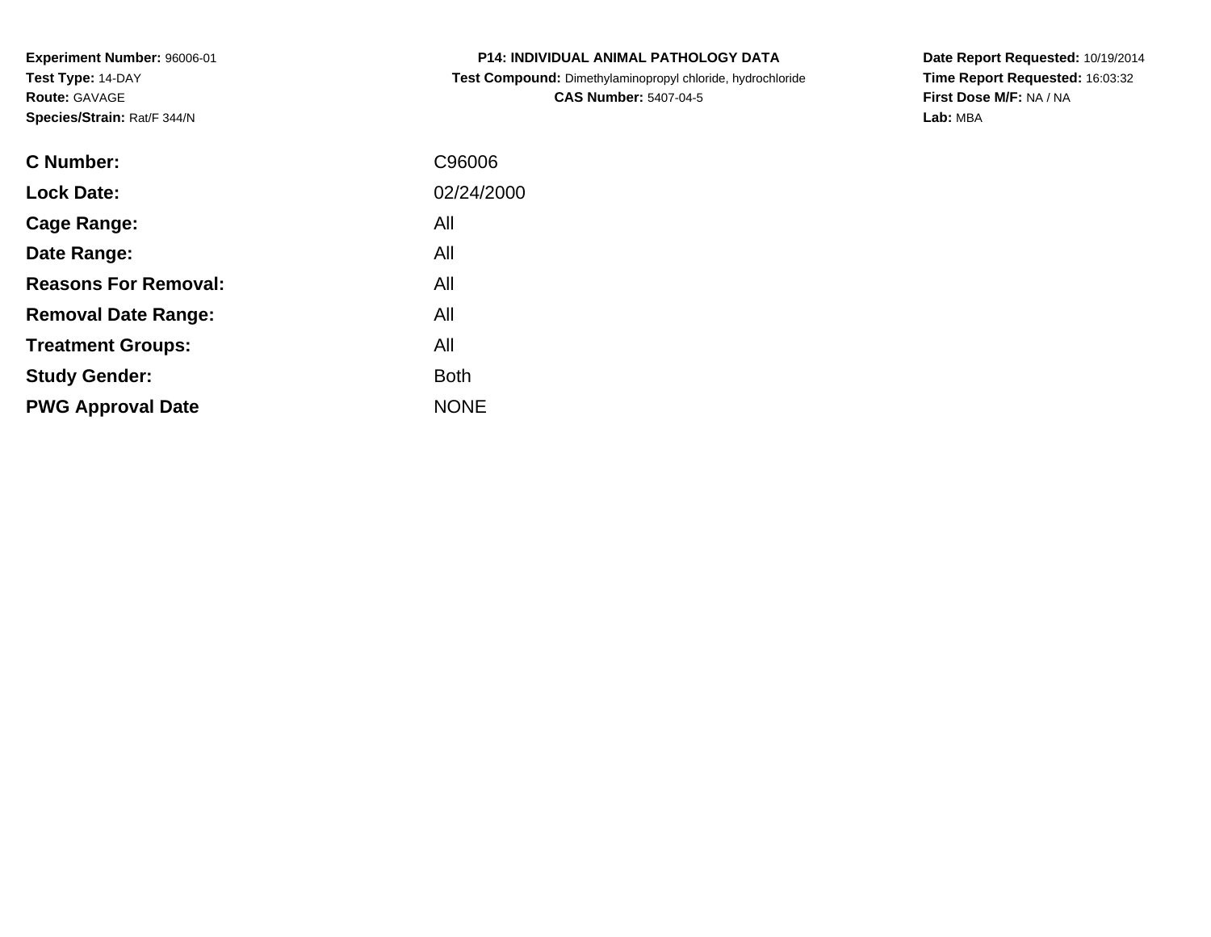**Experiment Number:** 96006-01
**Test Type:** 14-DAY
**Route:** GAVAGE
**Species/Strain:** Rat/F 344/N

**P14: INDIVIDUAL ANIMAL PATHOLOGY DATA**
**Test Compound:** Dimethylaminopropyl chloride, hydrochloride
**CAS Number:** 5407-04-5

**Date Report Requested:** 10/19/2014
**Time Report Requested:** 16:03:32
**First Dose M/F:** NA / NA
**Lab:** MBA

| | |
|---|---|
| **C Number:** | C96006 |
| **Lock Date:** | 02/24/2000 |
| **Cage Range:** | All |
| **Date Range:** | All |
| **Reasons For Removal:** | All |
| **Removal Date Range:** | All |
| **Treatment Groups:** | All |
| **Study Gender:** | Both |
| **PWG Approval Date** | NONE |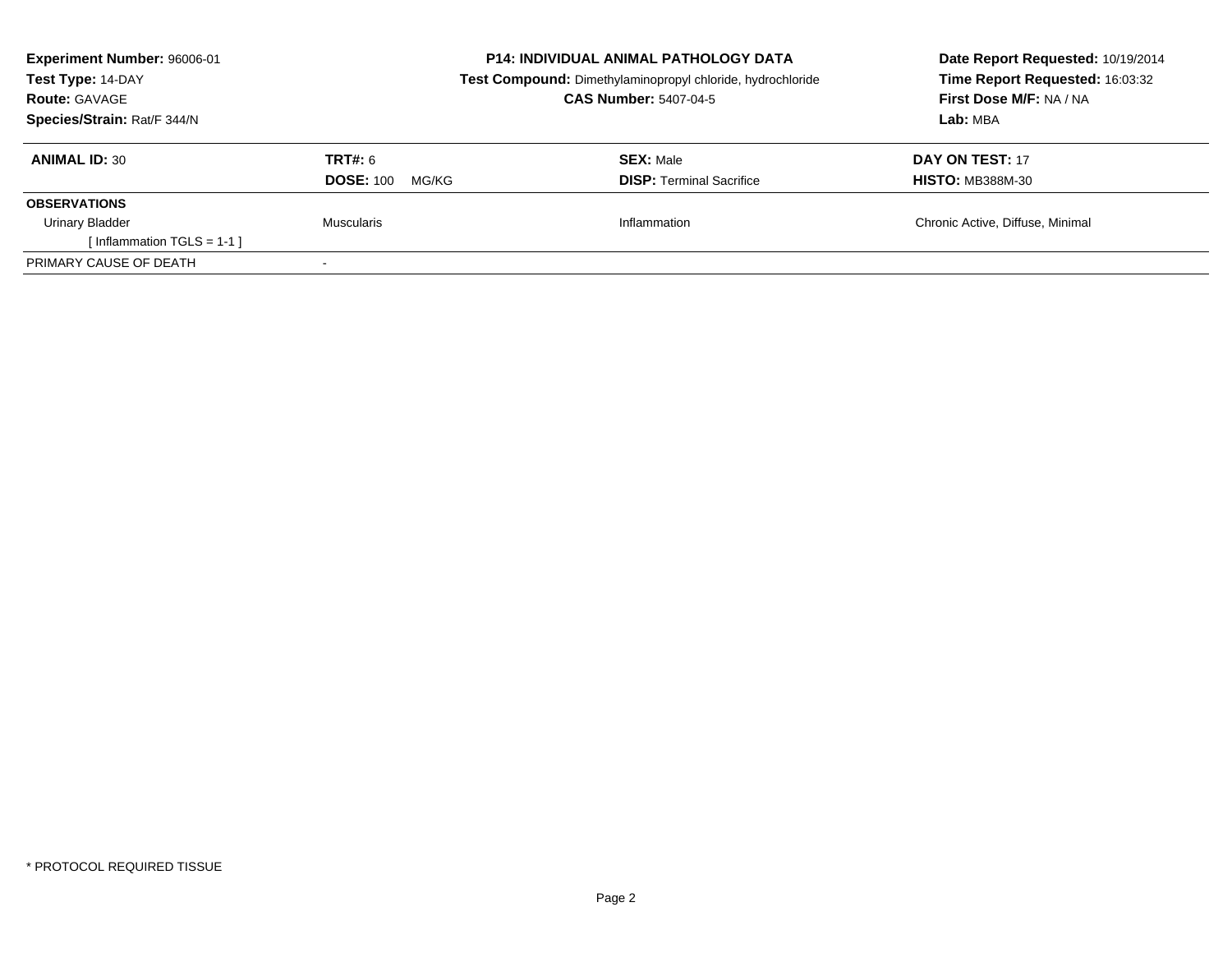**Experiment Number:** 96006-01
**Test Type:** 14-DAY
**Route:** GAVAGE
**Species/Strain:** Rat/F 344/N

**P14: INDIVIDUAL ANIMAL PATHOLOGY DATA**
**Test Compound:** Dimethylaminopropyl chloride, hydrochloride
**CAS Number:** 5407-04-5

**Date Report Requested:** 10/19/2014
**Time Report Requested:** 16:03:32
**First Dose M/F:** NA / NA
**Lab:** MBA

| **ANIMAL ID:** 30 | **TRT#:** 6 | **SEX:** Male | **DAY ON TEST:** 17 |
|---|---|---|---|
| | **DOSE:** 100 MG/KG | **DISP:** Terminal Sacrifice | **HISTO:** MB388M-30 |
| **OBSERVATIONS** | | | |
| Urinary Bladder | Muscularis | Inflammation | Chronic Active, Diffuse, Minimal |
| [ Inflammation TGLS = 1-1 ] | | | |
| PRIMARY CAUSE OF DEATH | - | | |

* PROTOCOL REQUIRED TISSUE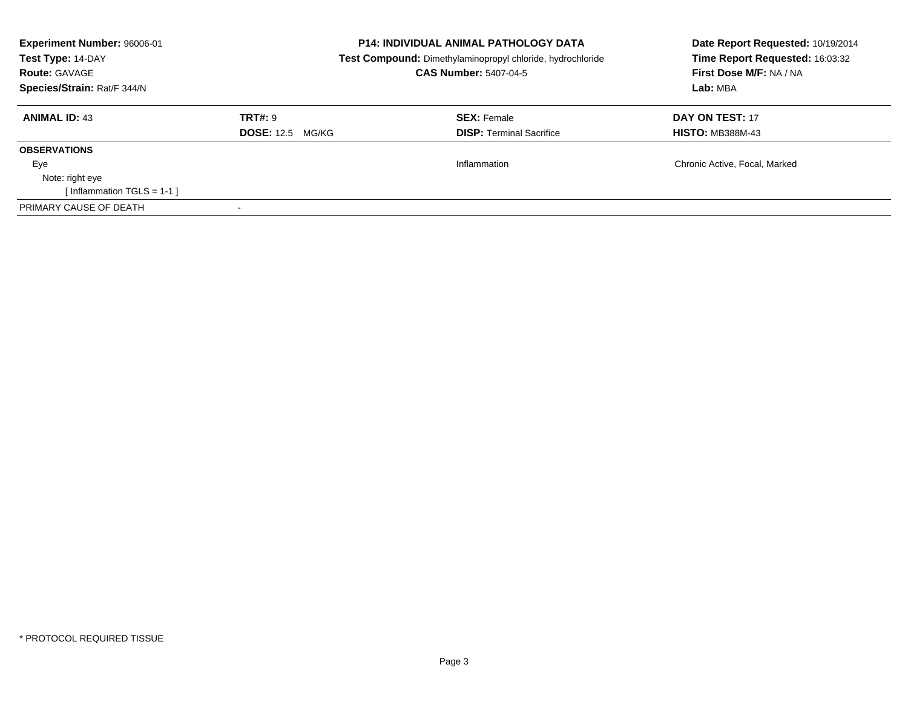**Experiment Number:** 96006-01
**Test Type:** 14-DAY
**Route:** GAVAGE
**Species/Strain:** Rat/F 344/N

**P14: INDIVIDUAL ANIMAL PATHOLOGY DATA**
**Test Compound:** Dimethylaminopropyl chloride, hydrochloride
**CAS Number:** 5407-04-5

**Date Report Requested:** 10/19/2014
**Time Report Requested:** 16:03:32
**First Dose M/F:** NA / NA
**Lab:** MBA

| **ANIMAL ID:** 43 | **TRT#:** 9 | **SEX:** Female | **DAY ON TEST:** 17 |
|---|---|---|---|
| | **DOSE:** 12.5 MG/KG | **DISP:** Terminal Sacrifice | **HISTO:** MB388M-43 |
| **OBSERVATIONS** | | | |
| Eye | | Inflammation | Chronic Active, Focal, Marked |
| Note: right eye | | | |
| [ Inflammation TGLS = 1-1 ] | | | |
| PRIMARY CAUSE OF DEATH | - | | |

* PROTOCOL REQUIRED TISSUE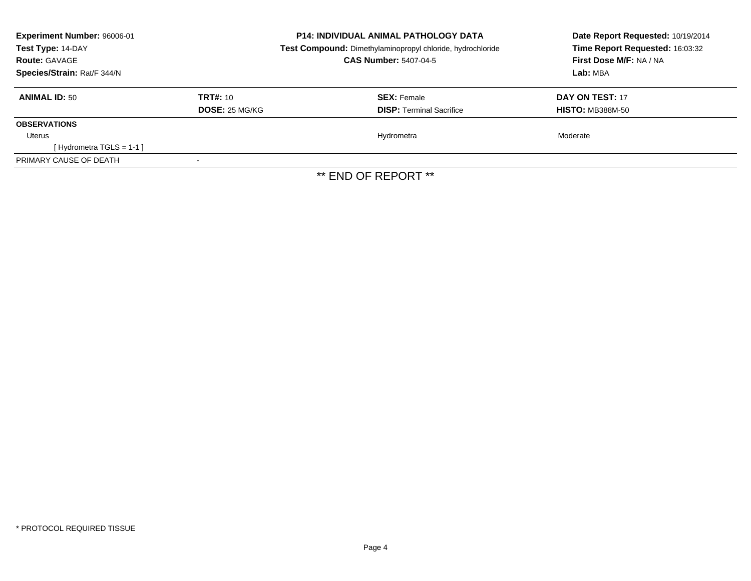| | | | |
|---|---|---|---|
| **Experiment Number:** 96006-01 | **P14: INDIVIDUAL ANIMAL PATHOLOGY DATA** | | **Date Report Requested:** 10/19/2014 |
| **Test Type:** 14-DAY | **Test Compound:** Dimethylaminopropyl chloride, hydrochloride | | **Time Report Requested:** 16:03:32 |
| **Route:** GAVAGE | **CAS Number:** 5407-04-5 | | **First Dose M/F:** NA / NA |
| **Species/Strain:** Rat/F 344/N | | | **Lab:** MBA |

| | | | |
|---|---|---|---|
| **ANIMAL ID:** 50 | **TRT#:** 10 | **SEX:** Female | **DAY ON TEST:** 17 |
| | **DOSE:** 25 MG/KG | **DISP:** Terminal Sacrifice | **HISTO:** MB388M-50 |
| **OBSERVATIONS** | | | |
| Uterus | | Hydrometra | Moderate |
| [ Hydrometra TGLS = 1-1 ] | | | |
| PRIMARY CAUSE OF DEATH | - | | |

** END OF REPORT **

* PROTOCOL REQUIRED TISSUE